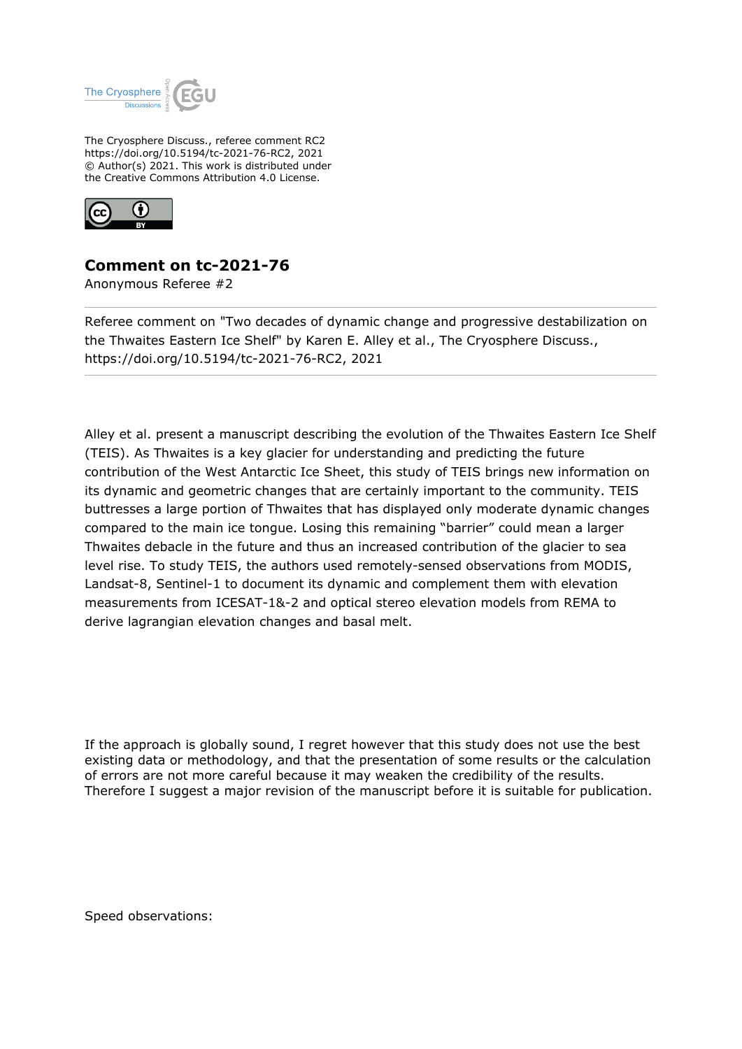The Cryosphere Discuss., referee comment RC2
https://doi.org/10.5194/tc-2021-76-RC2, 2021
© Author(s) 2021. This work is distributed under
the Creative Commons Attribution 4.0 License.

# Comment on tc-2021-76

Anonymous Referee #2

Referee comment on "Two decades of dynamic change and progressive destabilization on the Thwaites Eastern Ice Shelf" by Karen E. Alley et al., The Cryosphere Discuss., https://doi.org/10.5194/tc-2021-76-RC2, 2021

---

Alley et al. present a manuscript describing the evolution of the Thwaites Eastern Ice Shelf (TEIS). As Thwaites is a key glacier for understanding and predicting the future contribution of the West Antarctic Ice Sheet, this study of TEIS brings new information on its dynamic and geometric changes that are certainly important to the community. TEIS buttresses a large portion of Thwaites that has displayed only moderate dynamic changes compared to the main ice tongue. Losing this remaining "barrier" could mean a larger Thwaites debacle in the future and thus an increased contribution of the glacier to sea level rise. To study TEIS, the authors used remotely-sensed observations from MODIS, Landsat-8, Sentinel-1 to document its dynamic and complement them with elevation measurements from ICESAT-1&-2 and optical stereo elevation models from REMA to derive lagrangian elevation changes and basal melt.

If the approach is globally sound, I regret however that this study does not use the best existing data or methodology, and that the presentation of some results or the calculation of errors are not more careful because it may weaken the credibility of the results. Therefore I suggest a major revision of the manuscript before it is suitable for publication.

Speed observations: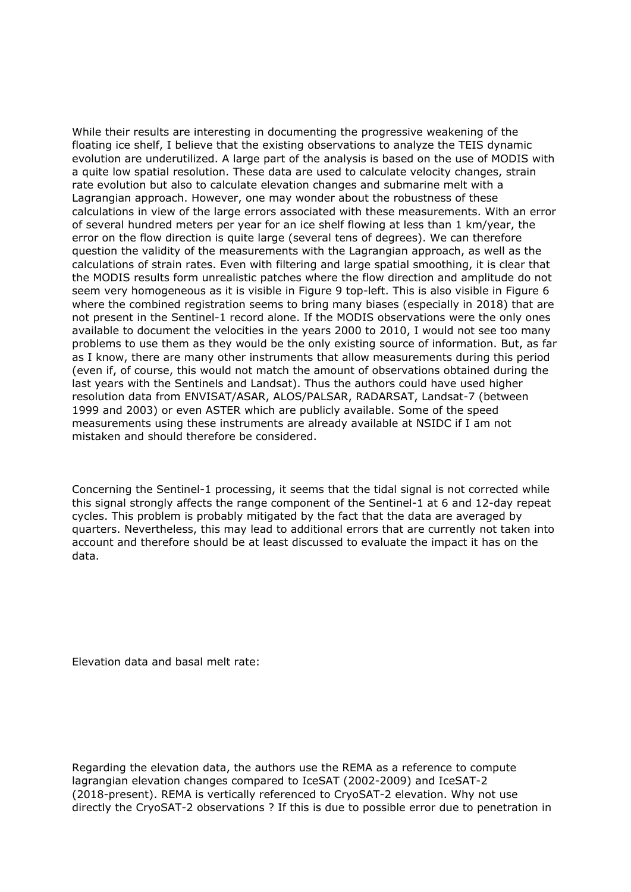While their results are interesting in documenting the progressive weakening of the floating ice shelf, I believe that the existing observations to analyze the TEIS dynamic evolution are underutilized. A large part of the analysis is based on the use of MODIS with a quite low spatial resolution. These data are used to calculate velocity changes, strain rate evolution but also to calculate elevation changes and submarine melt with a Lagrangian approach. However, one may wonder about the robustness of these calculations in view of the large errors associated with these measurements. With an error of several hundred meters per year for an ice shelf flowing at less than 1 km/year, the error on the flow direction is quite large (several tens of degrees). We can therefore question the validity of the measurements with the Lagrangian approach, as well as the calculations of strain rates. Even with filtering and large spatial smoothing, it is clear that the MODIS results form unrealistic patches where the flow direction and amplitude do not seem very homogeneous as it is visible in Figure 9 top-left. This is also visible in Figure 6 where the combined registration seems to bring many biases (especially in 2018) that are not present in the Sentinel-1 record alone. If the MODIS observations were the only ones available to document the velocities in the years 2000 to 2010, I would not see too many problems to use them as they would be the only existing source of information. But, as far as I know, there are many other instruments that allow measurements during this period (even if, of course, this would not match the amount of observations obtained during the last years with the Sentinels and Landsat). Thus the authors could have used higher resolution data from ENVISAT/ASAR, ALOS/PALSAR, RADARSAT, Landsat-7 (between 1999 and 2003) or even ASTER which are publicly available. Some of the speed measurements using these instruments are already available at NSIDC if I am not mistaken and should therefore be considered.

Concerning the Sentinel-1 processing, it seems that the tidal signal is not corrected while this signal strongly affects the range component of the Sentinel-1 at 6 and 12-day repeat cycles. This problem is probably mitigated by the fact that the data are averaged by quarters. Nevertheless, this may lead to additional errors that are currently not taken into account and therefore should be at least discussed to evaluate the impact it has on the data.

Elevation data and basal melt rate:

Regarding the elevation data, the authors use the REMA as a reference to compute lagrangian elevation changes compared to IceSAT (2002-2009) and IceSAT-2 (2018-present). REMA is vertically referenced to CryoSAT-2 elevation. Why not use directly the CryoSAT-2 observations ? If this is due to possible error due to penetration in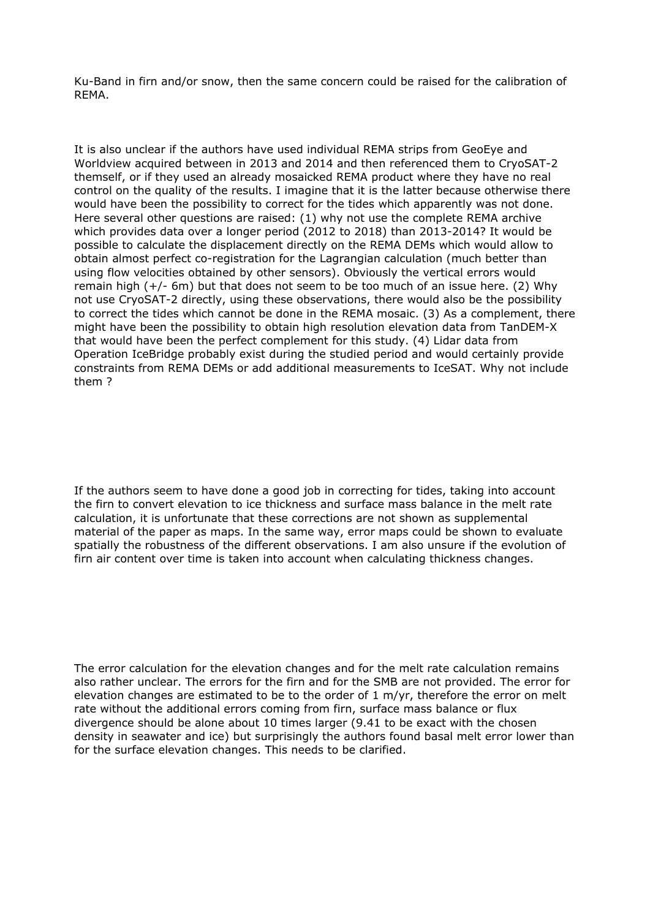Ku-Band in firn and/or snow, then the same concern could be raised for the calibration of REMA.

It is also unclear if the authors have used individual REMA strips from GeoEye and Worldview acquired between in 2013 and 2014 and then referenced them to CryoSAT-2 themself, or if they used an already mosaicked REMA product where they have no real control on the quality of the results. I imagine that it is the latter because otherwise there would have been the possibility to correct for the tides which apparently was not done. Here several other questions are raised: (1) why not use the complete REMA archive which provides data over a longer period (2012 to 2018) than 2013-2014? It would be possible to calculate the displacement directly on the REMA DEMs which would allow to obtain almost perfect co-registration for the Lagrangian calculation (much better than using flow velocities obtained by other sensors). Obviously the vertical errors would remain high (+/- 6m) but that does not seem to be too much of an issue here. (2) Why not use CryoSAT-2 directly, using these observations, there would also be the possibility to correct the tides which cannot be done in the REMA mosaic. (3) As a complement, there might have been the possibility to obtain high resolution elevation data from TanDEM-X that would have been the perfect complement for this study. (4) Lidar data from Operation IceBridge probably exist during the studied period and would certainly provide constraints from REMA DEMs or add additional measurements to IceSAT. Why not include them ?

If the authors seem to have done a good job in correcting for tides, taking into account the firn to convert elevation to ice thickness and surface mass balance in the melt rate calculation, it is unfortunate that these corrections are not shown as supplemental material of the paper as maps. In the same way, error maps could be shown to evaluate spatially the robustness of the different observations. I am also unsure if the evolution of firn air content over time is taken into account when calculating thickness changes.

The error calculation for the elevation changes and for the melt rate calculation remains also rather unclear. The errors for the firn and for the SMB are not provided. The error for elevation changes are estimated to be to the order of 1 m/yr, therefore the error on melt rate without the additional errors coming from firn, surface mass balance or flux divergence should be alone about 10 times larger (9.41 to be exact with the chosen density in seawater and ice) but surprisingly the authors found basal melt error lower than for the surface elevation changes. This needs to be clarified.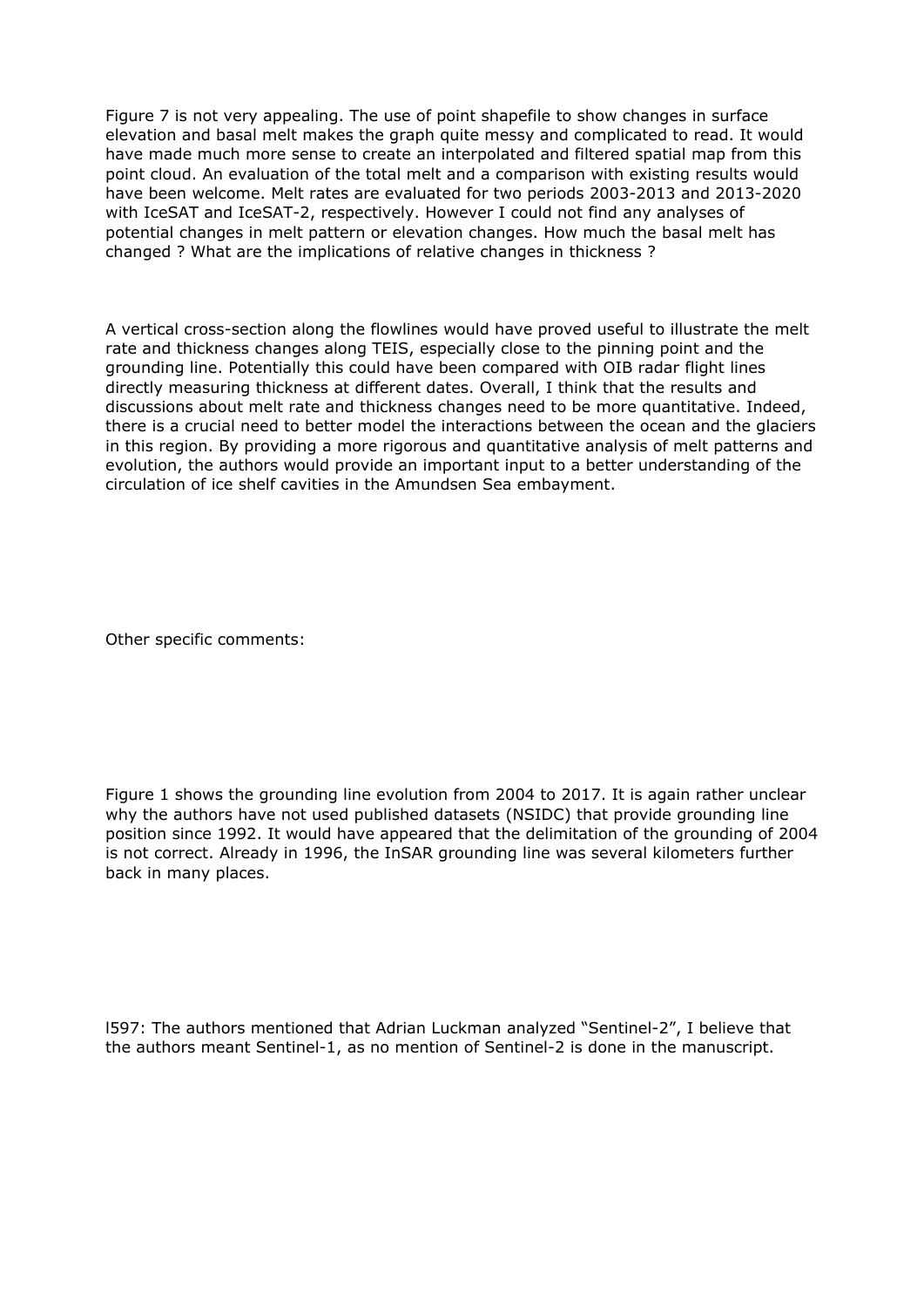Figure 7 is not very appealing. The use of point shapefile to show changes in surface elevation and basal melt makes the graph quite messy and complicated to read. It would have made much more sense to create an interpolated and filtered spatial map from this point cloud. An evaluation of the total melt and a comparison with existing results would have been welcome. Melt rates are evaluated for two periods 2003-2013 and 2013-2020 with IceSAT and IceSAT-2, respectively. However I could not find any analyses of potential changes in melt pattern or elevation changes. How much the basal melt has changed ? What are the implications of relative changes in thickness ?

A vertical cross-section along the flowlines would have proved useful to illustrate the melt rate and thickness changes along TEIS, especially close to the pinning point and the grounding line. Potentially this could have been compared with OIB radar flight lines directly measuring thickness at different dates. Overall, I think that the results and discussions about melt rate and thickness changes need to be more quantitative. Indeed, there is a crucial need to better model the interactions between the ocean and the glaciers in this region. By providing a more rigorous and quantitative analysis of melt patterns and evolution, the authors would provide an important input to a better understanding of the circulation of ice shelf cavities in the Amundsen Sea embayment.

Other specific comments:

Figure 1 shows the grounding line evolution from 2004 to 2017. It is again rather unclear why the authors have not used published datasets (NSIDC) that provide grounding line position since 1992. It would have appeared that the delimitation of the grounding of 2004 is not correct. Already in 1996, the InSAR grounding line was several kilometers further back in many places.

l597: The authors mentioned that Adrian Luckman analyzed "Sentinel-2", I believe that the authors meant Sentinel-1, as no mention of Sentinel-2 is done in the manuscript.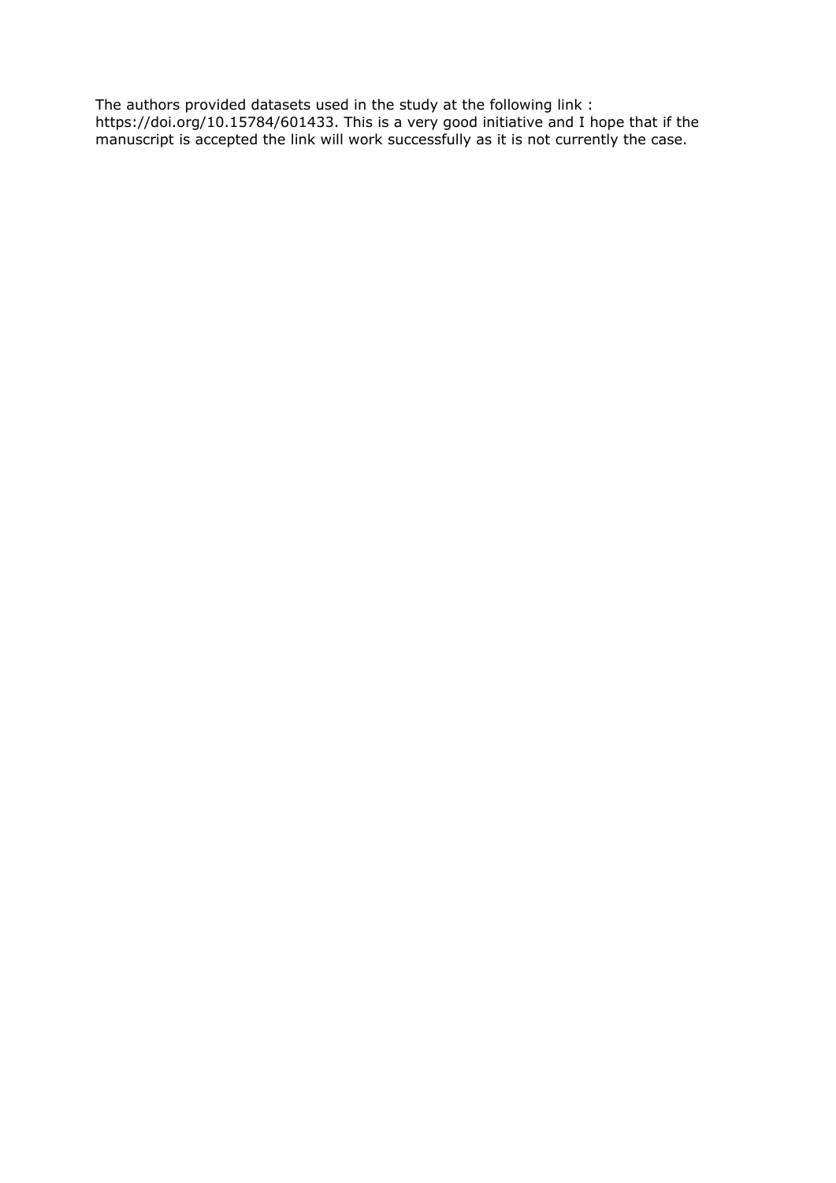The authors provided datasets used in the study at the following link : https://doi.org/10.15784/601433. This is a very good initiative and I hope that if the manuscript is accepted the link will work successfully as it is not currently the case.